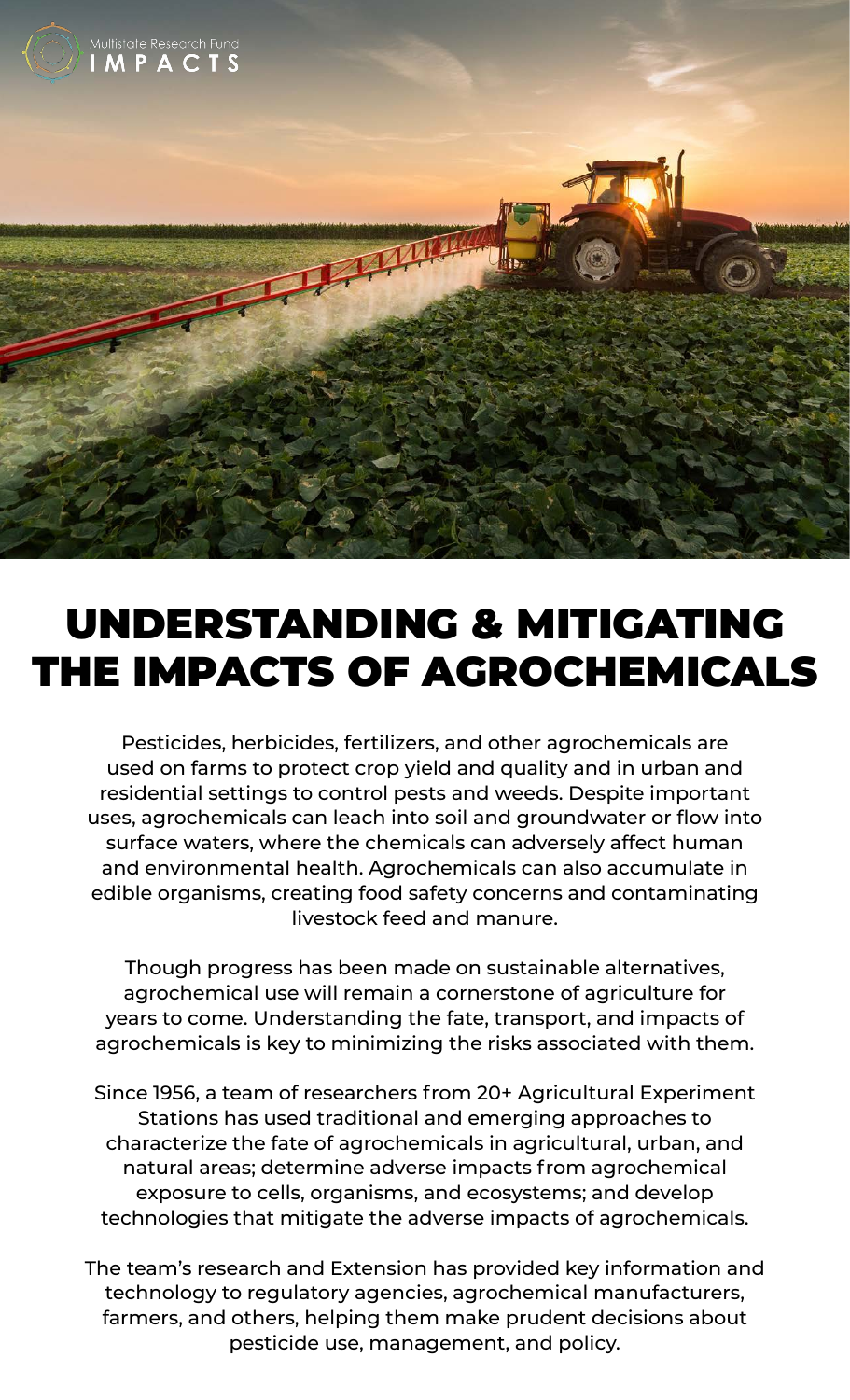Multistate Research Fund
IMPACTS

# UNDERSTANDING & MITIGATING THE IMPACTS OF AGROCHEMICALS

Pesticides, herbicides, fertilizers, and other agrochemicals are used on farms to protect crop yield and quality and in urban and residential settings to control pests and weeds. Despite important uses, agrochemicals can leach into soil and groundwater or flow into surface waters, where the chemicals can adversely affect human and environmental health. Agrochemicals can also accumulate in edible organisms, creating food safety concerns and contaminating livestock feed and manure.

Though progress has been made on sustainable alternatives, agrochemical use will remain a cornerstone of agriculture for years to come. Understanding the fate, transport, and impacts of agrochemicals is key to minimizing the risks associated with them.

Since 1956, a team of researchers from 20+ Agricultural Experiment Stations has used traditional and emerging approaches to characterize the fate of agrochemicals in agricultural, urban, and natural areas; determine adverse impacts from agrochemical exposure to cells, organisms, and ecosystems; and develop technologies that mitigate the adverse impacts of agrochemicals.

The team's research and Extension has provided key information and technology to regulatory agencies, agrochemical manufacturers, farmers, and others, helping them make prudent decisions about pesticide use, management, and policy.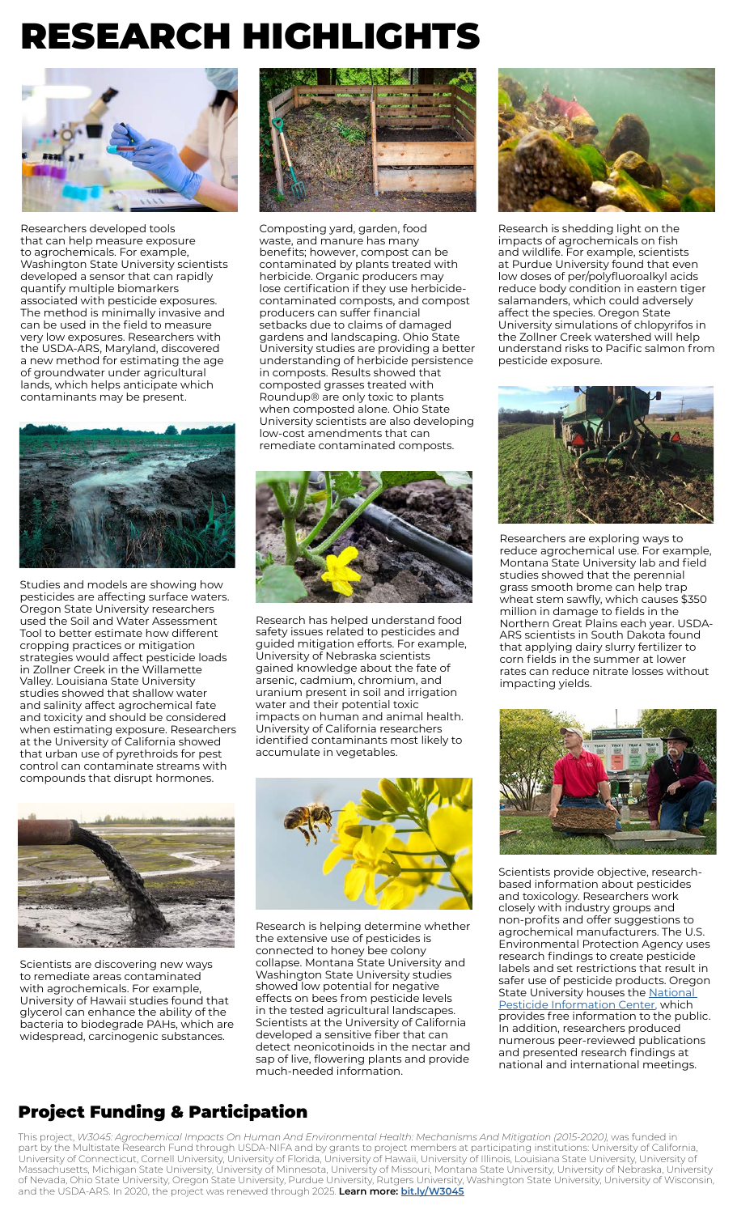# RESEARCH HIGHLIGHTS

Researchers developed tools that can help measure exposure to agrochemicals. For example, Washington State University scientists developed a sensor that can rapidly quantify multiple biomarkers associated with pesticide exposures. The method is minimally invasive and can be used in the field to measure very low exposures. Researchers with the USDA-ARS, Maryland, discovered a new method for estimating the age of groundwater under agricultural lands, which helps anticipate which contaminants may be present.

Studies and models are showing how pesticides are affecting surface waters. Oregon State University researchers used the Soil and Water Assessment Tool to better estimate how different cropping practices or mitigation strategies would affect pesticide loads in Zollner Creek in the Willamette Valley. Louisiana State University studies showed that shallow water and salinity affect agrochemical fate and toxicity and should be considered when estimating exposure. Researchers at the University of California showed that urban use of pyrethroids for pest control can contaminate streams with compounds that disrupt hormones.

Scientists are discovering new ways to remediate areas contaminated with agrochemicals. For example, University of Hawaii studies found that glycerol can enhance the ability of the bacteria to biodegrade PAHs, which are widespread, carcinogenic substances.

Composting yard, garden, food waste, and manure has many benefits; however, compost can be contaminated by plants treated with herbicide. Organic producers may lose certification if they use herbicide-contaminated composts, and compost producers can suffer financial setbacks due to claims of damaged gardens and landscaping. Ohio State University studies are providing a better understanding of herbicide persistence in composts. Results showed that composted grasses treated with Roundup® are only toxic to plants when composted alone. Ohio State University scientists are also developing low-cost amendments that can remediate contaminated composts.

Research has helped understand food safety issues related to pesticides and guided mitigation efforts. For example, University of Nebraska scientists gained knowledge about the fate of arsenic, cadmium, chromium, and uranium present in soil and irrigation water and their potential toxic impacts on human and animal health. University of California researchers identified contaminants most likely to accumulate in vegetables.

Research is helping determine whether the extensive use of pesticides is connected to honey bee colony collapse. Montana State University and Washington State University studies showed low potential for negative effects on bees from pesticide levels in the tested agricultural landscapes. Scientists at the University of California developed a sensitive fiber that can detect neonicotinoids in the nectar and sap of live, flowering plants and provide much-needed information.

Research is shedding light on the impacts of agrochemicals on fish and wildlife. For example, scientists at Purdue University found that even low doses of per/polyfluoroalkyl acids reduce body condition in eastern tiger salamanders, which could adversely affect the species. Oregon State University simulations of chlopyrifos in the Zollner Creek watershed will help understand risks to Pacific salmon from pesticide exposure.

Researchers are exploring ways to reduce agrochemical use. For example, Montana State University lab and field studies showed that the perennial grass smooth brome can help trap wheat stem sawfly, which causes $350 million in damage to fields in the Northern Great Plains each year. USDA-ARS scientists in South Dakota found that applying dairy slurry fertilizer to corn fields in the summer at lower rates can reduce nitrate losses without impacting yields.

Scientists provide objective, research-based information about pesticides and toxicology. Researchers work closely with industry groups and non-profits and offer suggestions to agrochemical manufacturers. The U.S. Environmental Protection Agency uses research findings to create pesticide labels and set restrictions that result in safer use of pesticide products. Oregon State University houses the National Pesticide Information Center, which provides free information to the public. In addition, researchers produced numerous peer-reviewed publications and presented research findings at national and international meetings.

## Project Funding & Participation

This project, *W3045: Agrochemical Impacts On Human And Environmental Health: Mechanisms And Mitigation (2015-2020)*, was funded in part by the Multistate Research Fund through USDA-NIFA and by grants to project members at participating institutions: University of California, University of Connecticut, Cornell University, University of Florida, University of Hawaii, University of Illinois, Louisiana State University, University of Massachusetts, Michigan State University, University of Minnesota, University of Missouri, Montana State University, University of Nebraska, University of Nevada, Ohio State University, Oregon State University, Purdue University, Rutgers University, Washington State University, University of Wisconsin, and the USDA-ARS. In 2020, the project was renewed through 2025. **Learn more: bit.ly/W3045**